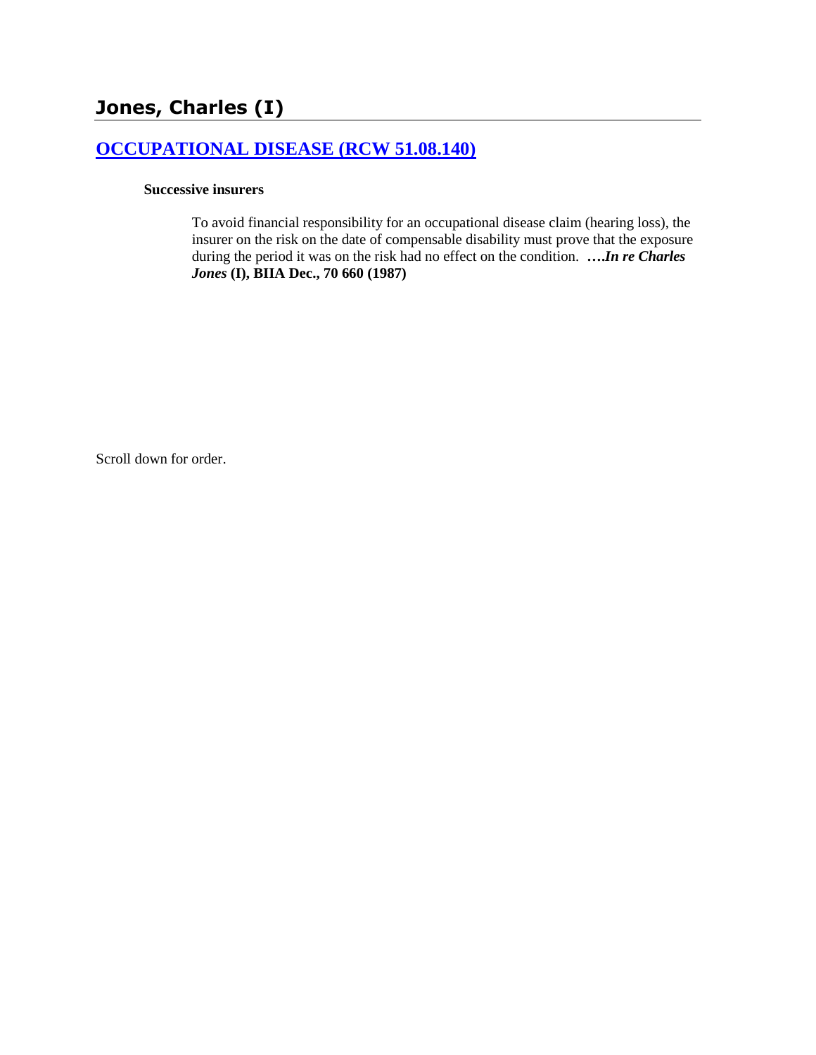# Jones, Charles (I)

## [OCCUPATIONAL DISEASE (RCW 51.08.140)](#)

**Successive insurers**

To avoid financial responsibility for an occupational disease claim (hearing loss), the insurer on the risk on the date of compensable disability must prove that the exposure during the period it was on the risk had no effect on the condition. ****….In re Charles Jones* (I), BIIA Dec., 70 660 (1987)**

Scroll down for order.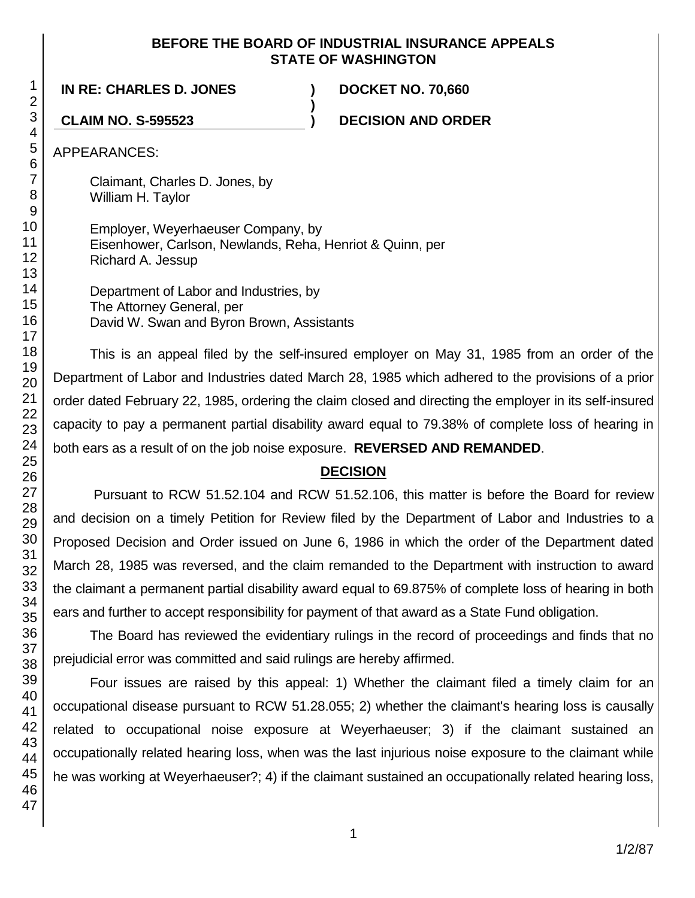**BEFORE THE BOARD OF INDUSTRIAL INSURANCE APPEALS STATE OF WASHINGTON**

| | | |
|---|---|---|
| **IN RE: CHARLES D. JONES** | **)** | **DOCKET NO. 70,660** |
| | **)** | |
| **CLAIM NO. S-595523** | **)** | **DECISION AND ORDER** |

APPEARANCES:

Claimant, Charles D. Jones, by
William H. Taylor

Employer, Weyerhaeuser Company, by
Eisenhower, Carlson, Newlands, Reha, Henriot & Quinn, per
Richard A. Jessup

Department of Labor and Industries, by
The Attorney General, per
David W. Swan and Byron Brown, Assistants

This is an appeal filed by the self-insured employer on May 31, 1985 from an order of the Department of Labor and Industries dated March 28, 1985 which adhered to the provisions of a prior order dated February 22, 1985, ordering the claim closed and directing the employer in its self-insured capacity to pay a permanent partial disability award equal to 79.38% of complete loss of hearing in both ears as a result of on the job noise exposure. **REVERSED AND REMANDED**.

## DECISION

Pursuant to RCW 51.52.104 and RCW 51.52.106, this matter is before the Board for review and decision on a timely Petition for Review filed by the Department of Labor and Industries to a Proposed Decision and Order issued on June 6, 1986 in which the order of the Department dated March 28, 1985 was reversed, and the claim remanded to the Department with instruction to award the claimant a permanent partial disability award equal to 69.875% of complete loss of hearing in both ears and further to accept responsibility for payment of that award as a State Fund obligation.

The Board has reviewed the evidentiary rulings in the record of proceedings and finds that no prejudicial error was committed and said rulings are hereby affirmed.

Four issues are raised by this appeal: 1) Whether the claimant filed a timely claim for an occupational disease pursuant to RCW 51.28.055; 2) whether the claimant's hearing loss is causally related to occupational noise exposure at Weyerhaeuser; 3) if the claimant sustained an occupationally related hearing loss, when was the last injurious noise exposure to the claimant while he was working at Weyerhaeuser?; 4) if the claimant sustained an occupationally related hearing loss,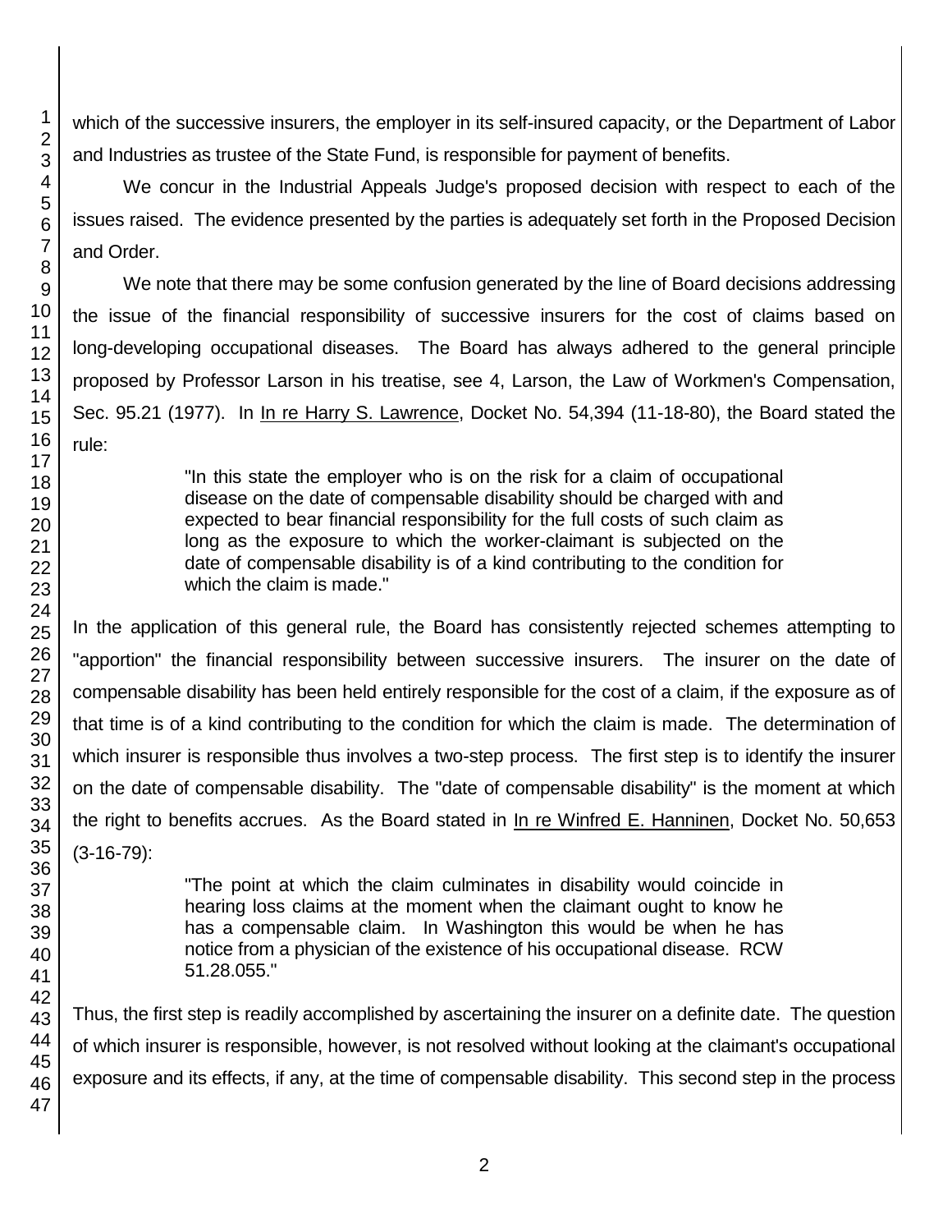which of the successive insurers, the employer in its self-insured capacity, or the Department of Labor and Industries as trustee of the State Fund, is responsible for payment of benefits.

We concur in the Industrial Appeals Judge's proposed decision with respect to each of the issues raised. The evidence presented by the parties is adequately set forth in the Proposed Decision and Order.

We note that there may be some confusion generated by the line of Board decisions addressing the issue of the financial responsibility of successive insurers for the cost of claims based on long-developing occupational diseases. The Board has always adhered to the general principle proposed by Professor Larson in his treatise, see 4, Larson, the Law of Workmen's Compensation, Sec. 95.21 (1977). In In re Harry S. Lawrence, Docket No. 54,394 (11-18-80), the Board stated the rule:

> "In this state the employer who is on the risk for a claim of occupational disease on the date of compensable disability should be charged with and expected to bear financial responsibility for the full costs of such claim as long as the exposure to which the worker-claimant is subjected on the date of compensable disability is of a kind contributing to the condition for which the claim is made."

In the application of this general rule, the Board has consistently rejected schemes attempting to "apportion" the financial responsibility between successive insurers. The insurer on the date of compensable disability has been held entirely responsible for the cost of a claim, if the exposure as of that time is of a kind contributing to the condition for which the claim is made. The determination of which insurer is responsible thus involves a two-step process. The first step is to identify the insurer on the date of compensable disability. The "date of compensable disability" is the moment at which the right to benefits accrues. As the Board stated in In re Winfred E. Hanninen, Docket No. 50,653 (3-16-79):

> "The point at which the claim culminates in disability would coincide in hearing loss claims at the moment when the claimant ought to know he has a compensable claim. In Washington this would be when he has notice from a physician of the existence of his occupational disease. RCW 51.28.055."

Thus, the first step is readily accomplished by ascertaining the insurer on a definite date. The question of which insurer is responsible, however, is not resolved without looking at the claimant's occupational exposure and its effects, if any, at the time of compensable disability. This second step in the process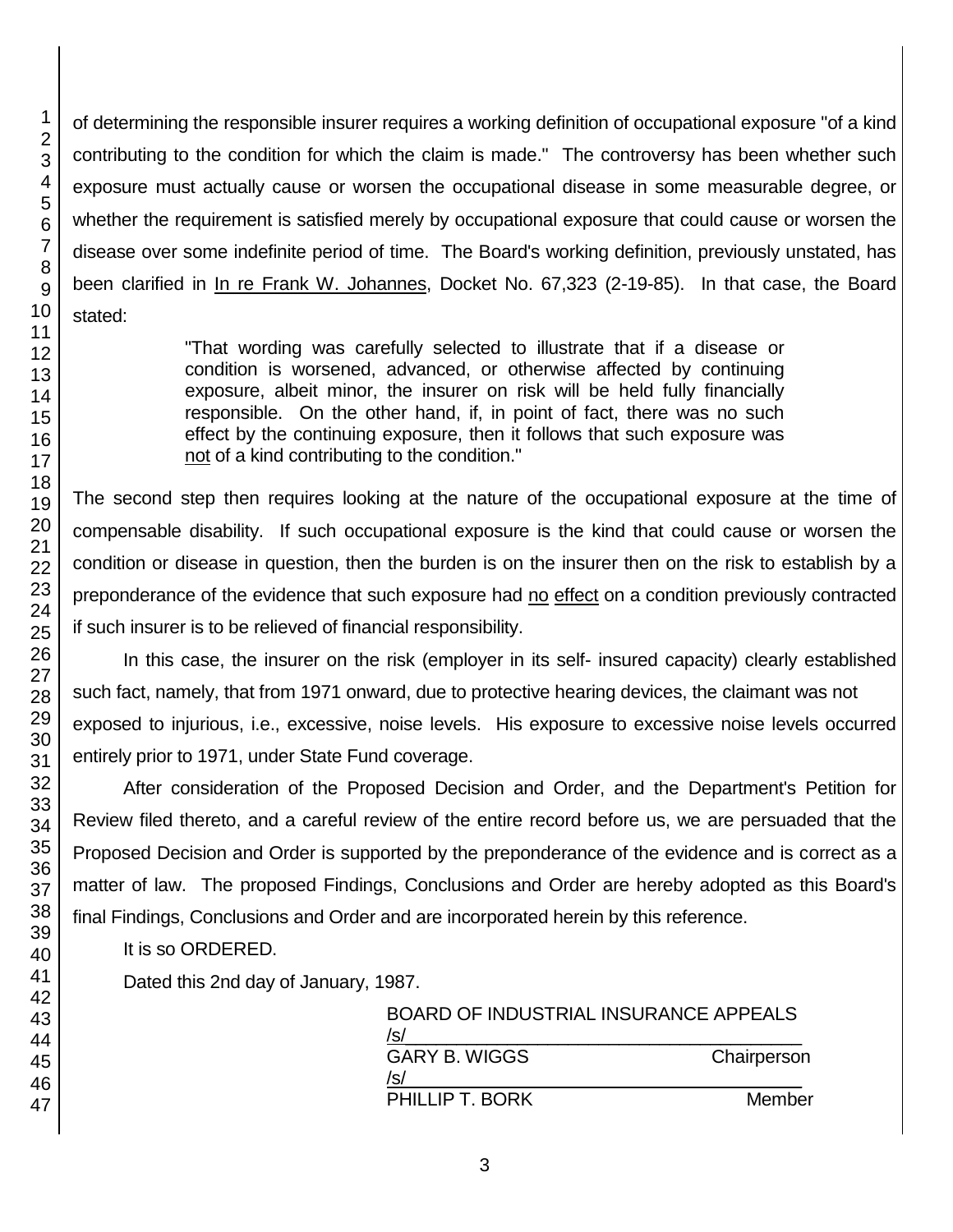of determining the responsible insurer requires a working definition of occupational exposure "of a kind contributing to the condition for which the claim is made." The controversy has been whether such exposure must actually cause or worsen the occupational disease in some measurable degree, or whether the requirement is satisfied merely by occupational exposure that could cause or worsen the disease over some indefinite period of time. The Board's working definition, previously unstated, has been clarified in In re Frank W. Johannes, Docket No. 67,323 (2-19-85). In that case, the Board stated:

> "That wording was carefully selected to illustrate that if a disease or condition is worsened, advanced, or otherwise affected by continuing exposure, albeit minor, the insurer on risk will be held fully financially responsible. On the other hand, if, in point of fact, there was no such effect by the continuing exposure, then it follows that such exposure was not of a kind contributing to the condition."

The second step then requires looking at the nature of the occupational exposure at the time of compensable disability. If such occupational exposure is the kind that could cause or worsen the condition or disease in question, then the burden is on the insurer then on the risk to establish by a preponderance of the evidence that such exposure had no effect on a condition previously contracted if such insurer is to be relieved of financial responsibility.

In this case, the insurer on the risk (employer in its self- insured capacity) clearly established such fact, namely, that from 1971 onward, due to protective hearing devices, the claimant was not exposed to injurious, i.e., excessive, noise levels. His exposure to excessive noise levels occurred entirely prior to 1971, under State Fund coverage.

After consideration of the Proposed Decision and Order, and the Department's Petition for Review filed thereto, and a careful review of the entire record before us, we are persuaded that the Proposed Decision and Order is supported by the preponderance of the evidence and is correct as a matter of law. The proposed Findings, Conclusions and Order are hereby adopted as this Board's final Findings, Conclusions and Order and are incorporated herein by this reference.

It is so ORDERED.

Dated this 2nd day of January, 1987.

BOARD OF INDUSTRIAL INSURANCE APPEALS

/s/
GARY B. WIGGS Chairperson

/s/
PHILLIP T. BORK Member